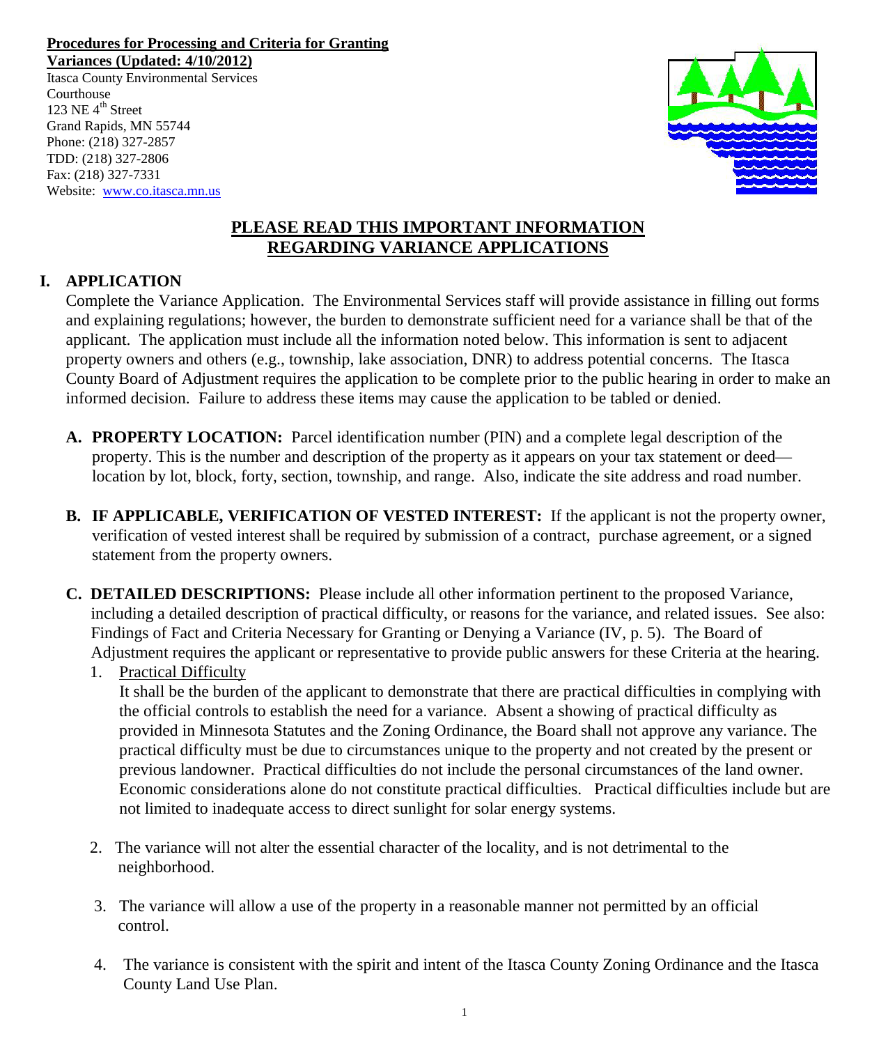**Procedures for Processing and Criteria for Granting Variances (Updated: 4/10/2012)**

Itasca County Environmental Services
Courthouse
123 NE 4th Street
Grand Rapids, MN 55744
Phone: (218) 327-2857
TDD: (218) 327-2806
Fax: (218) 327-7331
Website: www.co.itasca.mn.us

# PLEASE READ THIS IMPORTANT INFORMATION REGARDING VARIANCE APPLICATIONS

## I. APPLICATION

Complete the Variance Application. The Environmental Services staff will provide assistance in filling out forms and explaining regulations; however, the burden to demonstrate sufficient need for a variance shall be that of the applicant. The application must include all the information noted below. This information is sent to adjacent property owners and others (e.g., township, lake association, DNR) to address potential concerns. The Itasca County Board of Adjustment requires the application to be complete prior to the public hearing in order to make an informed decision. Failure to address these items may cause the application to be tabled or denied.

**A. PROPERTY LOCATION:** Parcel identification number (PIN) and a complete legal description of the property. This is the number and description of the property as it appears on your tax statement or deed—location by lot, block, forty, section, township, and range. Also, indicate the site address and road number.

**B. IF APPLICABLE, VERIFICATION OF VESTED INTEREST:** If the applicant is not the property owner, verification of vested interest shall be required by submission of a contract, purchase agreement, or a signed statement from the property owners.

**C. DETAILED DESCRIPTIONS:** Please include all other information pertinent to the proposed Variance, including a detailed description of practical difficulty, or reasons for the variance, and related issues. See also: Findings of Fact and Criteria Necessary for Granting or Denying a Variance (IV, p. 5). The Board of Adjustment requires the applicant or representative to provide public answers for these Criteria at the hearing.

1. Practical Difficulty

   It shall be the burden of the applicant to demonstrate that there are practical difficulties in complying with the official controls to establish the need for a variance. Absent a showing of practical difficulty as provided in Minnesota Statutes and the Zoning Ordinance, the Board shall not approve any variance. The practical difficulty must be due to circumstances unique to the property and not created by the present or previous landowner. Practical difficulties do not include the personal circumstances of the land owner. Economic considerations alone do not constitute practical difficulties. Practical difficulties include but are not limited to inadequate access to direct sunlight for solar energy systems.

2. The variance will not alter the essential character of the locality, and is not detrimental to the neighborhood.

3. The variance will allow a use of the property in a reasonable manner not permitted by an official control.

4. The variance is consistent with the spirit and intent of the Itasca County Zoning Ordinance and the Itasca County Land Use Plan.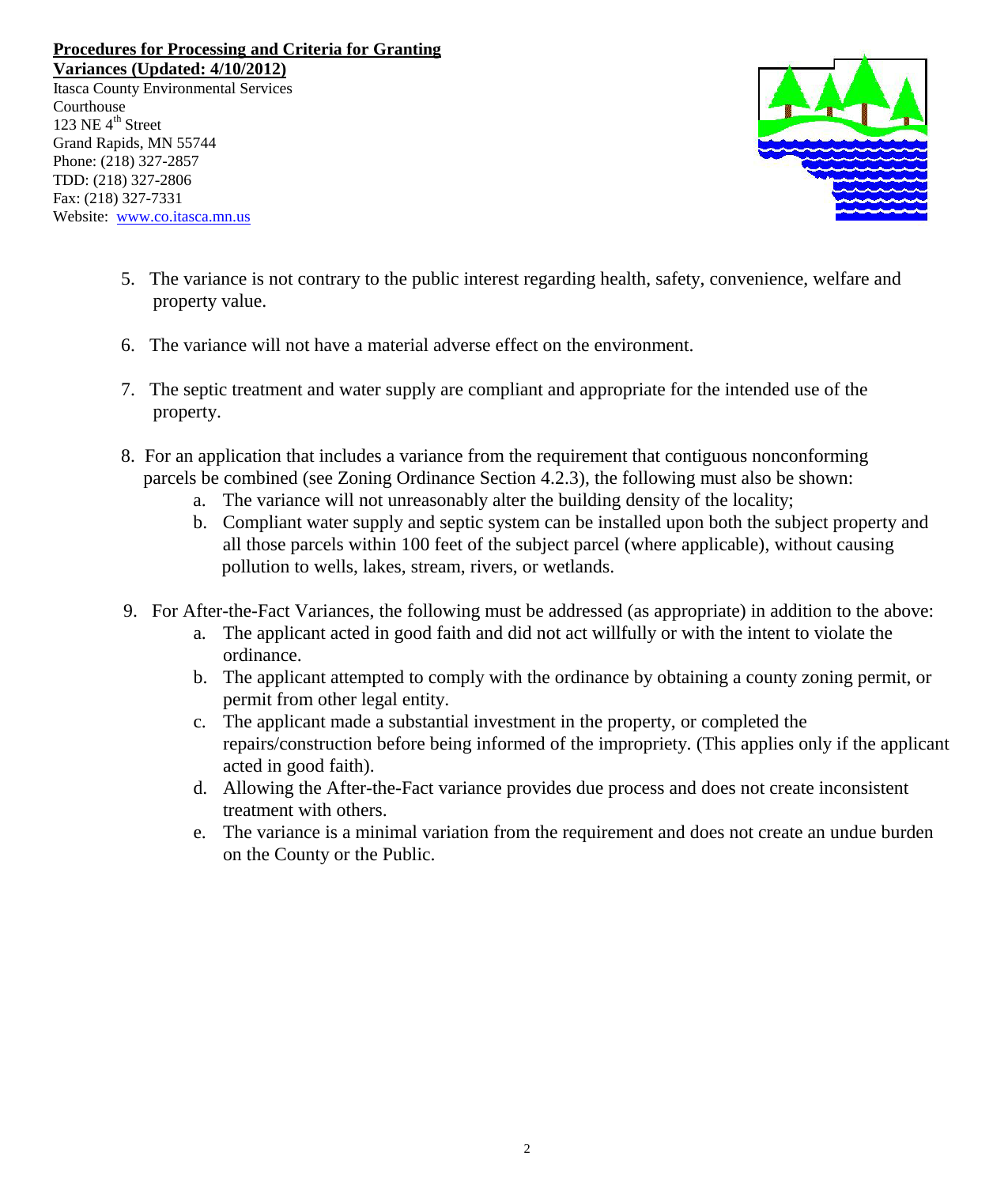5. The variance is not contrary to the public interest regarding health, safety, convenience, welfare and property value.

6. The variance will not have a material adverse effect on the environment.

7. The septic treatment and water supply are compliant and appropriate for the intended use of the property.

8. For an application that includes a variance from the requirement that contiguous nonconforming parcels be combined (see Zoning Ordinance Section 4.2.3), the following must also be shown:
   a. The variance will not unreasonably alter the building density of the locality;
   b. Compliant water supply and septic system can be installed upon both the subject property and all those parcels within 100 feet of the subject parcel (where applicable), without causing pollution to wells, lakes, stream, rivers, or wetlands.

9. For After-the-Fact Variances, the following must be addressed (as appropriate) in addition to the above:
   a. The applicant acted in good faith and did not act willfully or with the intent to violate the ordinance.
   b. The applicant attempted to comply with the ordinance by obtaining a county zoning permit, or permit from other legal entity.
   c. The applicant made a substantial investment in the property, or completed the repairs/construction before being informed of the impropriety. (This applies only if the applicant acted in good faith).
   d. Allowing the After-the-Fact variance provides due process and does not create inconsistent treatment with others.
   e. The variance is a minimal variation from the requirement and does not create an undue burden on the County or the Public.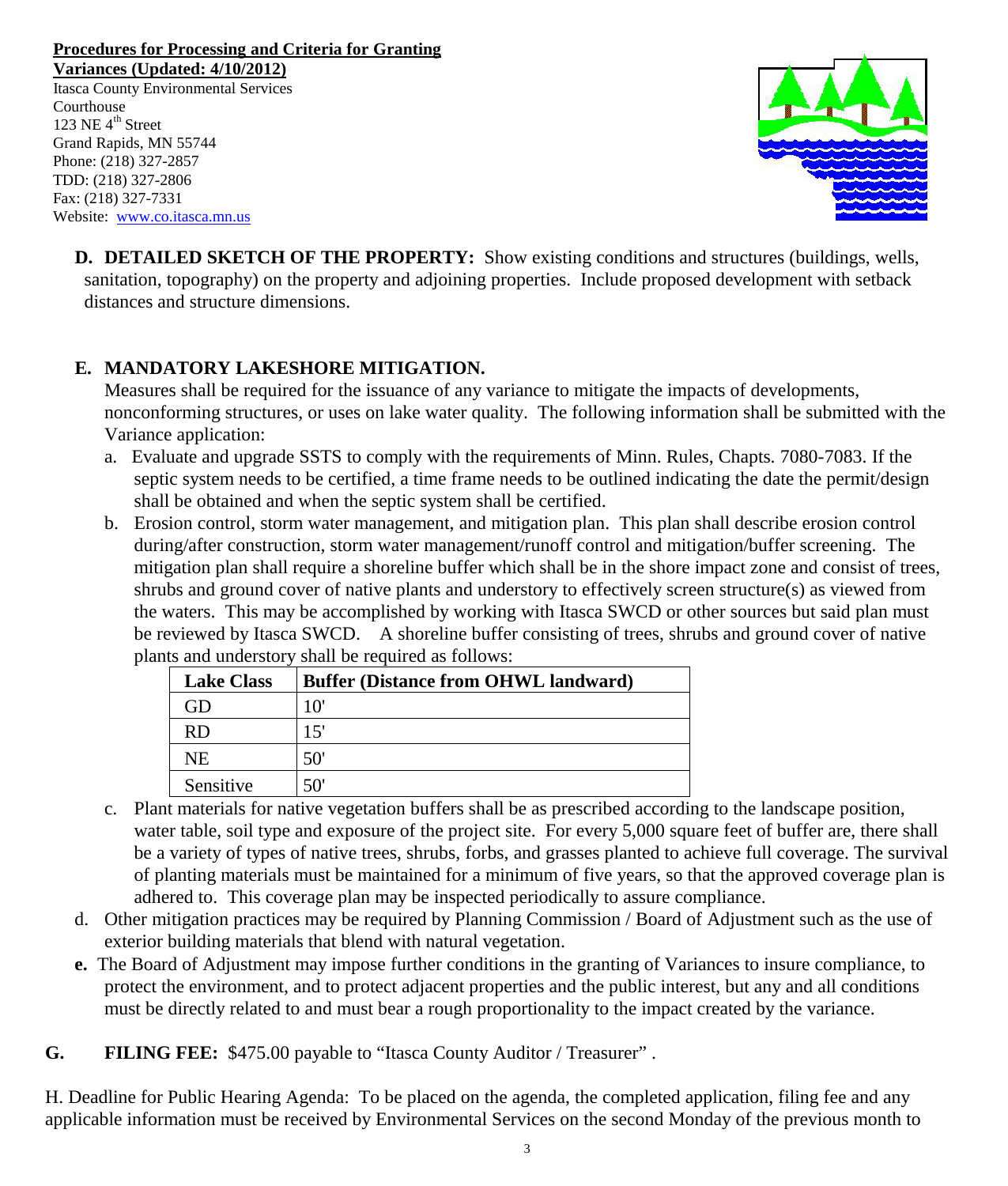**Procedures for Processing and Criteria for Granting Variances (Updated: 4/10/2012)**
Itasca County Environmental Services
Courthouse
123 NE 4th Street
Grand Rapids, MN 55744
Phone: (218) 327-2857
TDD: (218) 327-2806
Fax: (218) 327-7331
Website: www.co.itasca.mn.us

**D. DETAILED SKETCH OF THE PROPERTY:** Show existing conditions and structures (buildings, wells, sanitation, topography) on the property and adjoining properties. Include proposed development with setback distances and structure dimensions.

**E. MANDATORY LAKESHORE MITIGATION.**

Measures shall be required for the issuance of any variance to mitigate the impacts of developments, nonconforming structures, or uses on lake water quality. The following information shall be submitted with the Variance application:

a. Evaluate and upgrade SSTS to comply with the requirements of Minn. Rules, Chapts. 7080-7083. If the septic system needs to be certified, a time frame needs to be outlined indicating the date the permit/design shall be obtained and when the septic system shall be certified.

b. Erosion control, storm water management, and mitigation plan. This plan shall describe erosion control during/after construction, storm water management/runoff control and mitigation/buffer screening. The mitigation plan shall require a shoreline buffer which shall be in the shore impact zone and consist of trees, shrubs and ground cover of native plants and understory to effectively screen structure(s) as viewed from the waters. This may be accomplished by working with Itasca SWCD or other sources but said plan must be reviewed by Itasca SWCD. A shoreline buffer consisting of trees, shrubs and ground cover of native plants and understory shall be required as follows:

| Lake Class | Buffer (Distance from OHWL landward) |
|---|---|
| GD | 10' |
| RD | 15' |
| NE | 50' |
| Sensitive | 50' |

c. Plant materials for native vegetation buffers shall be as prescribed according to the landscape position, water table, soil type and exposure of the project site. For every 5,000 square feet of buffer are, there shall be a variety of types of native trees, shrubs, forbs, and grasses planted to achieve full coverage. The survival of planting materials must be maintained for a minimum of five years, so that the approved coverage plan is adhered to. This coverage plan may be inspected periodically to assure compliance.

d. Other mitigation practices may be required by Planning Commission / Board of Adjustment such as the use of exterior building materials that blend with natural vegetation.

**e.** The Board of Adjustment may impose further conditions in the granting of Variances to insure compliance, to protect the environment, and to protect adjacent properties and the public interest, but any and all conditions must be directly related to and must bear a rough proportionality to the impact created by the variance.

**G. FILING FEE:** $475.00 payable to "Itasca County Auditor / Treasurer" .

H. Deadline for Public Hearing Agenda: To be placed on the agenda, the completed application, filing fee and any applicable information must be received by Environmental Services on the second Monday of the previous month to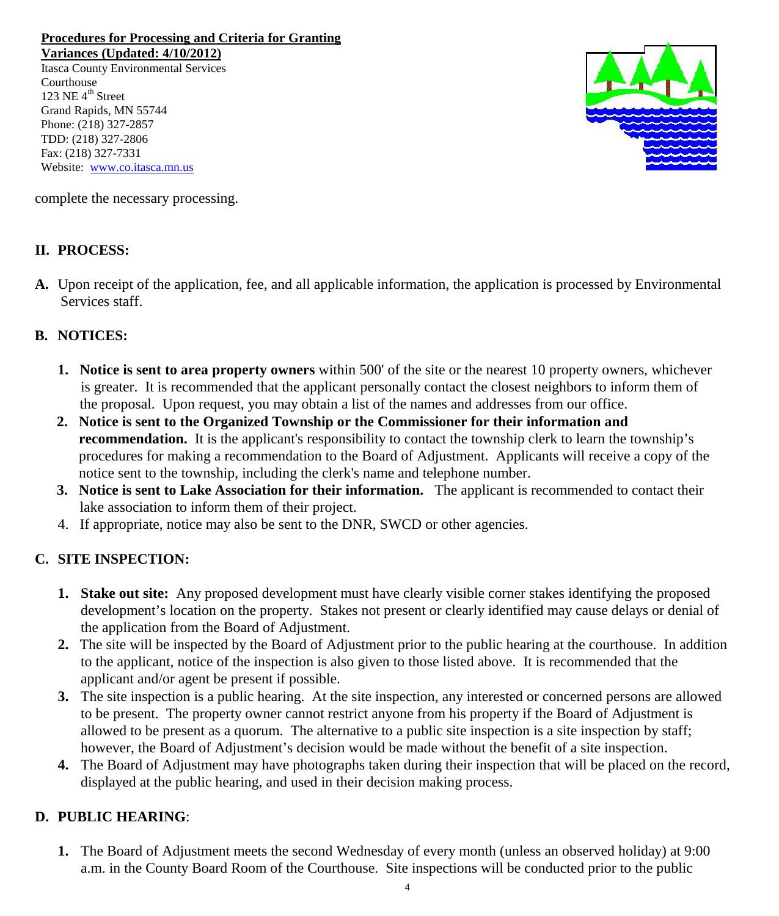complete the necessary processing.

## II. PROCESS:

**A.** Upon receipt of the application, fee, and all applicable information, the application is processed by Environmental Services staff.

### B. NOTICES:

1. **Notice is sent to area property owners** within 500' of the site or the nearest 10 property owners, whichever is greater. It is recommended that the applicant personally contact the closest neighbors to inform them of the proposal. Upon request, you may obtain a list of the names and addresses from our office.
2. **Notice is sent to the Organized Township or the Commissioner for their information and recommendation.** It is the applicant's responsibility to contact the township clerk to learn the township's procedures for making a recommendation to the Board of Adjustment. Applicants will receive a copy of the notice sent to the township, including the clerk's name and telephone number.
3. **Notice is sent to Lake Association for their information.** The applicant is recommended to contact their lake association to inform them of their project.
4. If appropriate, notice may also be sent to the DNR, SWCD or other agencies.

### C. SITE INSPECTION:

1. **Stake out site:** Any proposed development must have clearly visible corner stakes identifying the proposed development's location on the property. Stakes not present or clearly identified may cause delays or denial of the application from the Board of Adjustment.
2. The site will be inspected by the Board of Adjustment prior to the public hearing at the courthouse. In addition to the applicant, notice of the inspection is also given to those listed above. It is recommended that the applicant and/or agent be present if possible.
3. The site inspection is a public hearing. At the site inspection, any interested or concerned persons are allowed to be present. The property owner cannot restrict anyone from his property if the Board of Adjustment is allowed to be present as a quorum. The alternative to a public site inspection is a site inspection by staff; however, the Board of Adjustment's decision would be made without the benefit of a site inspection.
4. The Board of Adjustment may have photographs taken during their inspection that will be placed on the record, displayed at the public hearing, and used in their decision making process.

### D. PUBLIC HEARING:

1. The Board of Adjustment meets the second Wednesday of every month (unless an observed holiday) at 9:00 a.m. in the County Board Room of the Courthouse. Site inspections will be conducted prior to the public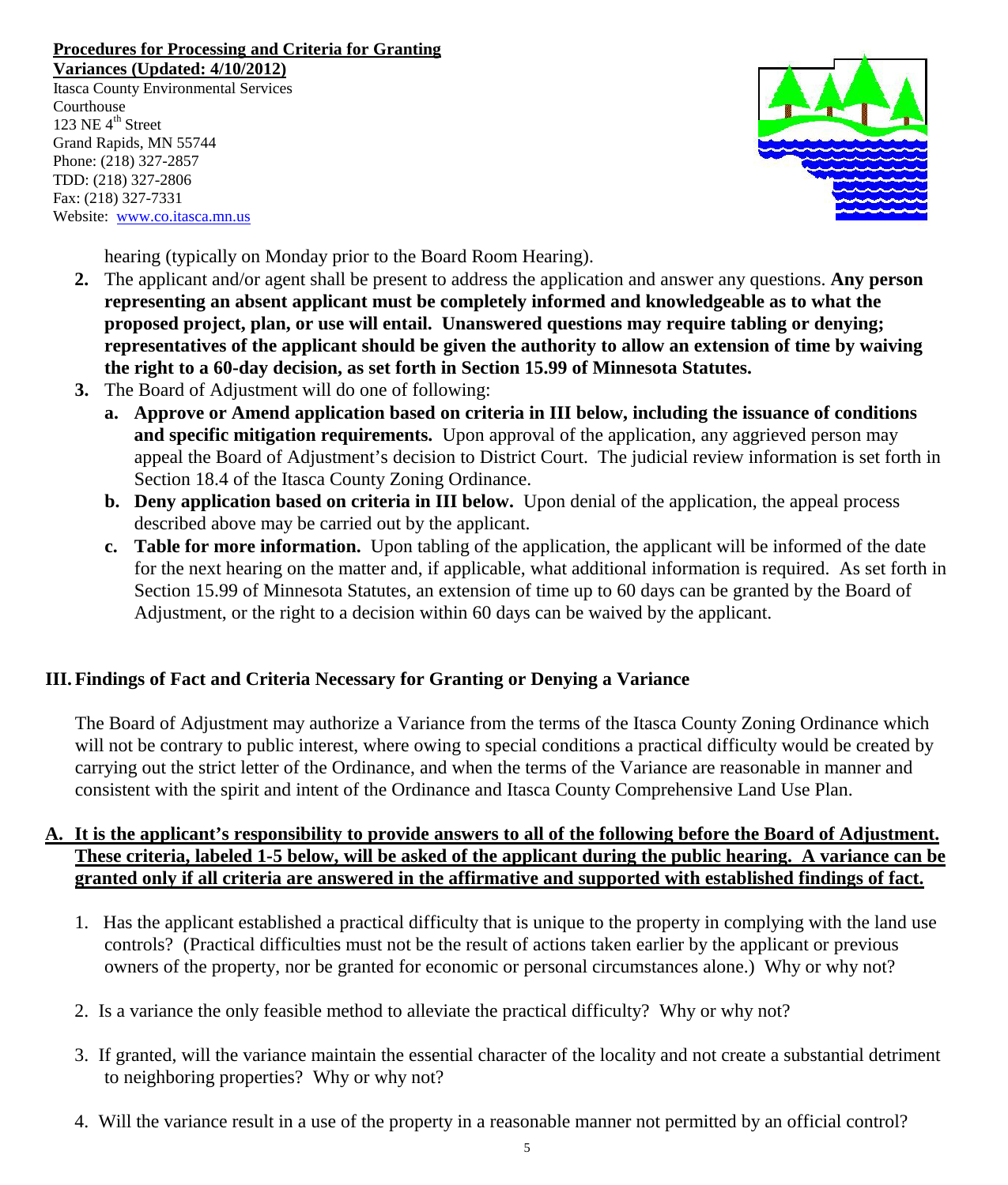**Procedures for Processing and Criteria for Granting Variances (Updated: 4/10/2012)**
Itasca County Environmental Services
Courthouse
123 NE 4th Street
Grand Rapids, MN 55744
Phone: (218) 327-2857
TDD: (218) 327-2806
Fax: (218) 327-7331
Website: www.co.itasca.mn.us

hearing (typically on Monday prior to the Board Room Hearing).

2. The applicant and/or agent shall be present to address the application and answer any questions. **Any person representing an absent applicant must be completely informed and knowledgeable as to what the proposed project, plan, or use will entail. Unanswered questions may require tabling or denying; representatives of the applicant should be given the authority to allow an extension of time by waiving the right to a 60-day decision, as set forth in Section 15.99 of Minnesota Statutes.**
3. The Board of Adjustment will do one of following:
   a. **Approve or Amend application based on criteria in III below, including the issuance of conditions and specific mitigation requirements.** Upon approval of the application, any aggrieved person may appeal the Board of Adjustment's decision to District Court. The judicial review information is set forth in Section 18.4 of the Itasca County Zoning Ordinance.
   b. **Deny application based on criteria in III below.** Upon denial of the application, the appeal process described above may be carried out by the applicant.
   c. **Table for more information.** Upon tabling of the application, the applicant will be informed of the date for the next hearing on the matter and, if applicable, what additional information is required. As set forth in Section 15.99 of Minnesota Statutes, an extension of time up to 60 days can be granted by the Board of Adjustment, or the right to a decision within 60 days can be waived by the applicant.

## III. Findings of Fact and Criteria Necessary for Granting or Denying a Variance

The Board of Adjustment may authorize a Variance from the terms of the Itasca County Zoning Ordinance which will not be contrary to public interest, where owing to special conditions a practical difficulty would be created by carrying out the strict letter of the Ordinance, and when the terms of the Variance are reasonable in manner and consistent with the spirit and intent of the Ordinance and Itasca County Comprehensive Land Use Plan.

**A. It is the applicant's responsibility to provide answers to all of the following before the Board of Adjustment. These criteria, labeled 1-5 below, will be asked of the applicant during the public hearing. A variance can be granted only if all criteria are answered in the affirmative and supported with established findings of fact.**

1. Has the applicant established a practical difficulty that is unique to the property in complying with the land use controls? (Practical difficulties must not be the result of actions taken earlier by the applicant or previous owners of the property, nor be granted for economic or personal circumstances alone.) Why or why not?

2. Is a variance the only feasible method to alleviate the practical difficulty? Why or why not?

3. If granted, will the variance maintain the essential character of the locality and not create a substantial detriment to neighboring properties? Why or why not?

4. Will the variance result in a use of the property in a reasonable manner not permitted by an official control?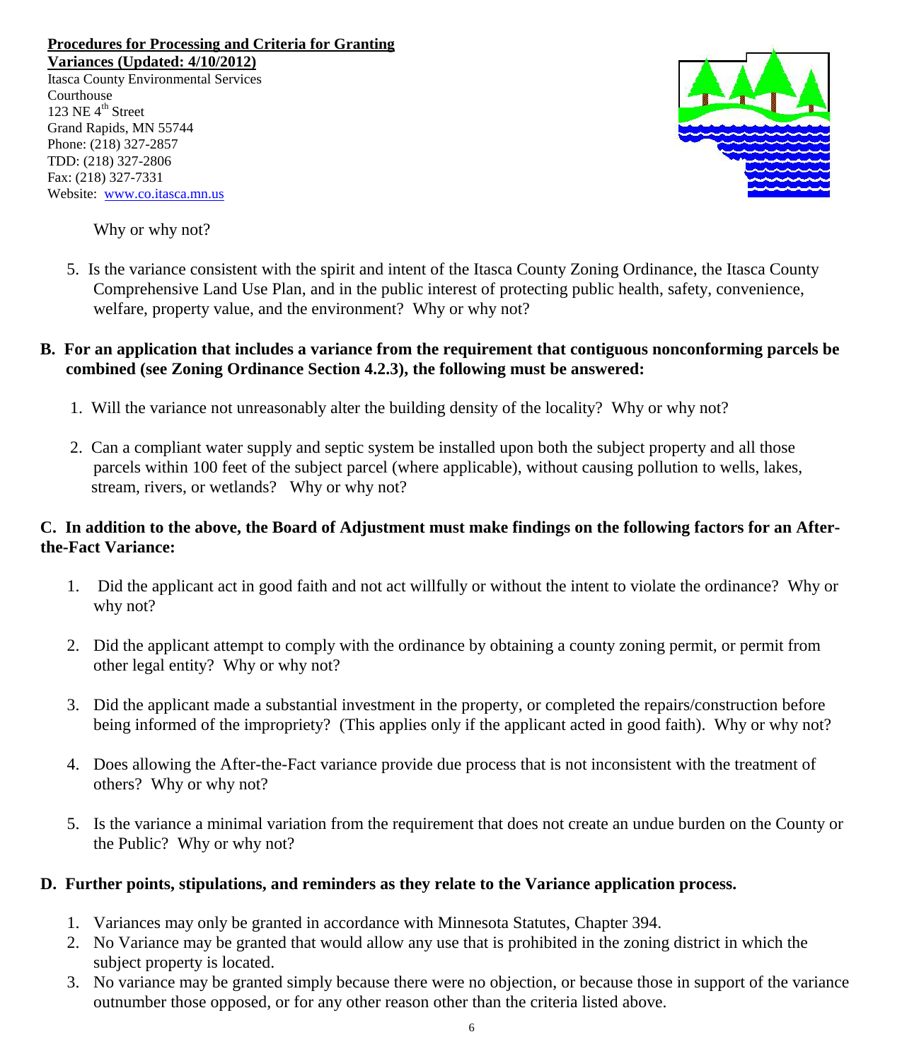Why or why not?

5. Is the variance consistent with the spirit and intent of the Itasca County Zoning Ordinance, the Itasca County Comprehensive Land Use Plan, and in the public interest of protecting public health, safety, convenience, welfare, property value, and the environment? Why or why not?

**B. For an application that includes a variance from the requirement that contiguous nonconforming parcels be combined (see Zoning Ordinance Section 4.2.3), the following must be answered:**

1. Will the variance not unreasonably alter the building density of the locality? Why or why not?

2. Can a compliant water supply and septic system be installed upon both the subject property and all those parcels within 100 feet of the subject parcel (where applicable), without causing pollution to wells, lakes, stream, rivers, or wetlands? Why or why not?

**C. In addition to the above, the Board of Adjustment must make findings on the following factors for an After-the-Fact Variance:**

1. Did the applicant act in good faith and not act willfully or without the intent to violate the ordinance? Why or why not?

2. Did the applicant attempt to comply with the ordinance by obtaining a county zoning permit, or permit from other legal entity? Why or why not?

3. Did the applicant made a substantial investment in the property, or completed the repairs/construction before being informed of the impropriety? (This applies only if the applicant acted in good faith). Why or why not?

4. Does allowing the After-the-Fact variance provide due process that is not inconsistent with the treatment of others? Why or why not?

5. Is the variance a minimal variation from the requirement that does not create an undue burden on the County or the Public? Why or why not?

**D. Further points, stipulations, and reminders as they relate to the Variance application process.**

1. Variances may only be granted in accordance with Minnesota Statutes, Chapter 394.
2. No Variance may be granted that would allow any use that is prohibited in the zoning district in which the subject property is located.
3. No variance may be granted simply because there were no objection, or because those in support of the variance outnumber those opposed, or for any other reason other than the criteria listed above.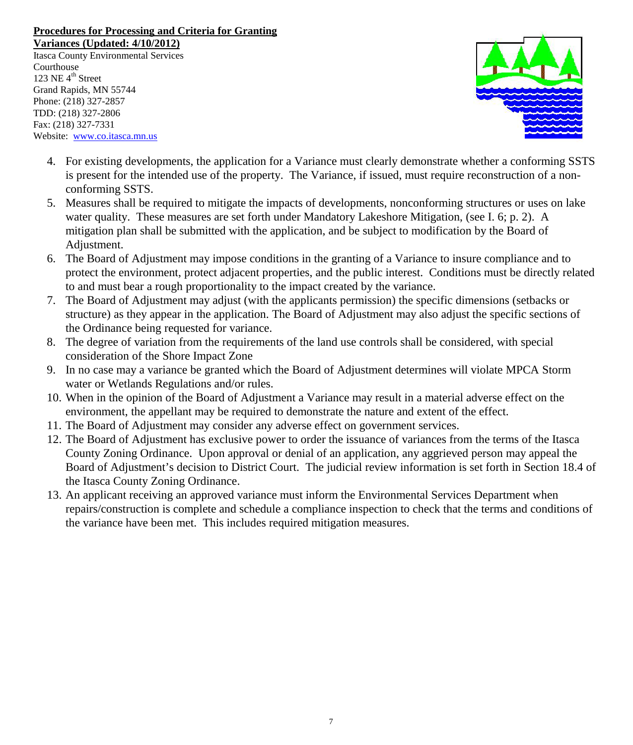**Procedures for Processing and Criteria for Granting Variances (Updated: 4/10/2012)**

Itasca County Environmental Services
Courthouse
123 NE 4th Street
Grand Rapids, MN 55744
Phone: (218) 327-2857
TDD: (218) 327-2806
Fax: (218) 327-7331
Website: www.co.itasca.mn.us

4. For existing developments, the application for a Variance must clearly demonstrate whether a conforming SSTS is present for the intended use of the property. The Variance, if issued, must require reconstruction of a non-conforming SSTS.
5. Measures shall be required to mitigate the impacts of developments, nonconforming structures or uses on lake water quality. These measures are set forth under Mandatory Lakeshore Mitigation, (see I. 6; p. 2). A mitigation plan shall be submitted with the application, and be subject to modification by the Board of Adjustment.
6. The Board of Adjustment may impose conditions in the granting of a Variance to insure compliance and to protect the environment, protect adjacent properties, and the public interest. Conditions must be directly related to and must bear a rough proportionality to the impact created by the variance.
7. The Board of Adjustment may adjust (with the applicants permission) the specific dimensions (setbacks or structure) as they appear in the application. The Board of Adjustment may also adjust the specific sections of the Ordinance being requested for variance.
8. The degree of variation from the requirements of the land use controls shall be considered, with special consideration of the Shore Impact Zone
9. In no case may a variance be granted which the Board of Adjustment determines will violate MPCA Storm water or Wetlands Regulations and/or rules.
10. When in the opinion of the Board of Adjustment a Variance may result in a material adverse effect on the environment, the appellant may be required to demonstrate the nature and extent of the effect.
11. The Board of Adjustment may consider any adverse effect on government services.
12. The Board of Adjustment has exclusive power to order the issuance of variances from the terms of the Itasca County Zoning Ordinance. Upon approval or denial of an application, any aggrieved person may appeal the Board of Adjustment's decision to District Court. The judicial review information is set forth in Section 18.4 of the Itasca County Zoning Ordinance.
13. An applicant receiving an approved variance must inform the Environmental Services Department when repairs/construction is complete and schedule a compliance inspection to check that the terms and conditions of the variance have been met. This includes required mitigation measures.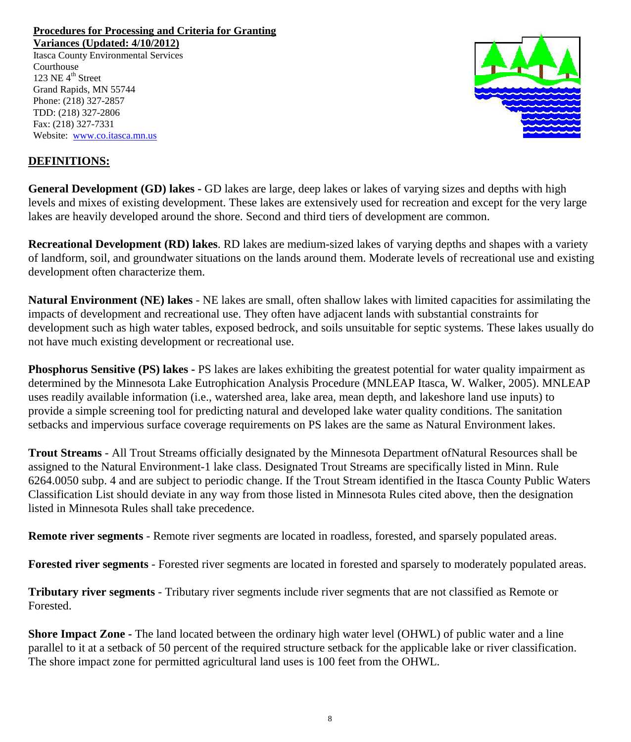**Procedures for Processing and Criteria for Granting Variances (Updated: 4/10/2012)**

Itasca County Environmental Services
Courthouse
123 NE 4th Street
Grand Rapids, MN 55744
Phone: (218) 327-2857
TDD: (218) 327-2806
Fax: (218) 327-7331
Website: www.co.itasca.mn.us

## DEFINITIONS:

**General Development (GD) lakes -** GD lakes are large, deep lakes or lakes of varying sizes and depths with high levels and mixes of existing development. These lakes are extensively used for recreation and except for the very large lakes are heavily developed around the shore. Second and third tiers of development are common.

**Recreational Development (RD) lakes**. RD lakes are medium-sized lakes of varying depths and shapes with a variety of landform, soil, and groundwater situations on the lands around them. Moderate levels of recreational use and existing development often characterize them.

**Natural Environment (NE) lakes** - NE lakes are small, often shallow lakes with limited capacities for assimilating the impacts of development and recreational use. They often have adjacent lands with substantial constraints for development such as high water tables, exposed bedrock, and soils unsuitable for septic systems. These lakes usually do not have much existing development or recreational use.

**Phosphorus Sensitive (PS) lakes -** PS lakes are lakes exhibiting the greatest potential for water quality impairment as determined by the Minnesota Lake Eutrophication Analysis Procedure (MNLEAP Itasca, W. Walker, 2005). MNLEAP uses readily available information (i.e., watershed area, lake area, mean depth, and lakeshore land use inputs) to provide a simple screening tool for predicting natural and developed lake water quality conditions. The sanitation setbacks and impervious surface coverage requirements on PS lakes are the same as Natural Environment lakes.

**Trout Streams** - All Trout Streams officially designated by the Minnesota Department ofNatural Resources shall be assigned to the Natural Environment-1 lake class. Designated Trout Streams are specifically listed in Minn. Rule 6264.0050 subp. 4 and are subject to periodic change. If the Trout Stream identified in the Itasca County Public Waters Classification List should deviate in any way from those listed in Minnesota Rules cited above, then the designation listed in Minnesota Rules shall take precedence.

**Remote river segments** - Remote river segments are located in roadless, forested, and sparsely populated areas.

**Forested river segments** - Forested river segments are located in forested and sparsely to moderately populated areas.

**Tributary river segments** - Tributary river segments include river segments that are not classified as Remote or Forested.

**Shore Impact Zone -** The land located between the ordinary high water level (OHWL) of public water and a line parallel to it at a setback of 50 percent of the required structure setback for the applicable lake or river classification. The shore impact zone for permitted agricultural land uses is 100 feet from the OHWL.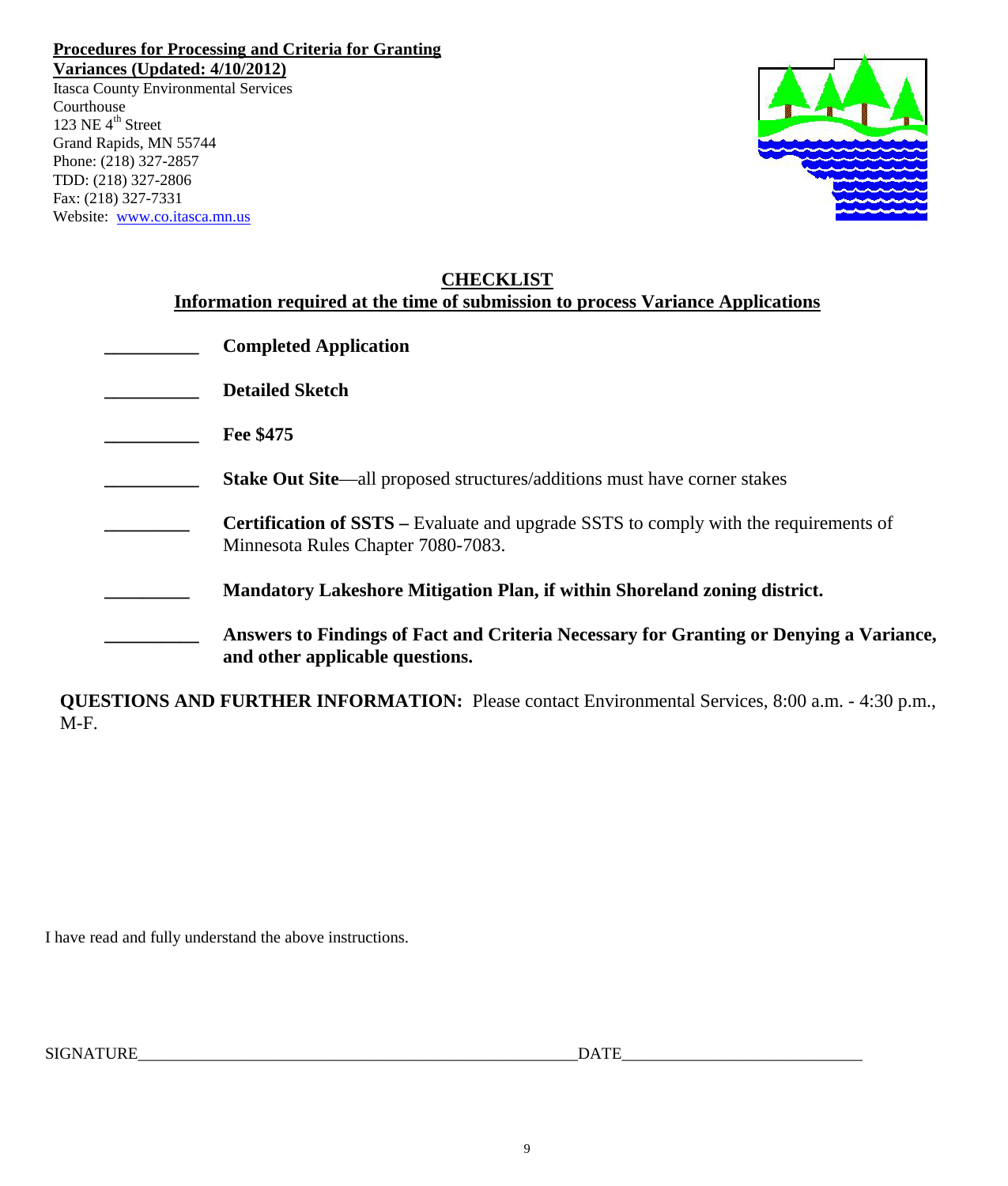**Procedures for Processing and Criteria for Granting Variances (Updated: 4/10/2012)**

Itasca County Environmental Services
Courthouse
123 NE 4th Street
Grand Rapids, MN 55744
Phone: (218) 327-2857
TDD: (218) 327-2806
Fax: (218) 327-7331
Website: www.co.itasca.mn.us

## CHECKLIST

### Information required at the time of submission to process Variance Applications

__________ **Completed Application**

__________ **Detailed Sketch**

__________ **Fee $475**

__________ **Stake Out Site**—all proposed structures/additions must have corner stakes

_________ **Certification of SSTS –** Evaluate and upgrade SSTS to comply with the requirements of Minnesota Rules Chapter 7080-7083.

_________ **Mandatory Lakeshore Mitigation Plan, if within Shoreland zoning district.**

__________ **Answers to Findings of Fact and Criteria Necessary for Granting or Denying a Variance, and other applicable questions.**

**QUESTIONS AND FURTHER INFORMATION:** Please contact Environmental Services, 8:00 a.m. - 4:30 p.m., M-F.

I have read and fully understand the above instructions.

SIGNATURE_______________________________________________________DATE____________________________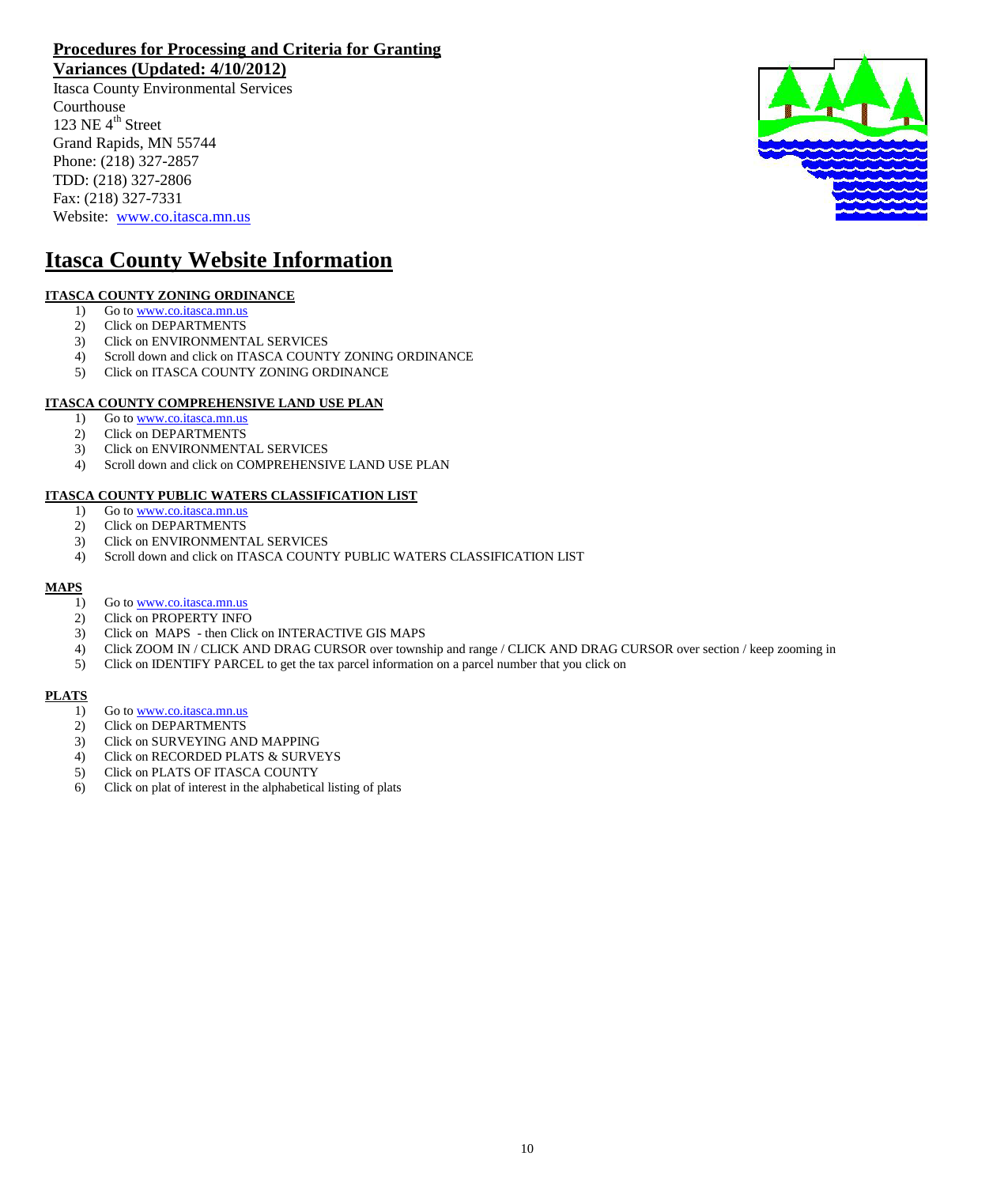**Procedures for Processing and Criteria for Granting Variances (Updated: 4/10/2012)**

Itasca County Environmental Services
Courthouse
123 NE 4th Street
Grand Rapids, MN 55744
Phone: (218) 327-2857
TDD: (218) 327-2806
Fax: (218) 327-7331
Website: www.co.itasca.mn.us

# Itasca County Website Information

**ITASCA COUNTY ZONING ORDINANCE**

1) Go to www.co.itasca.mn.us
2) Click on DEPARTMENTS
3) Click on ENVIRONMENTAL SERVICES
4) Scroll down and click on ITASCA COUNTY ZONING ORDINANCE
5) Click on ITASCA COUNTY ZONING ORDINANCE

**ITASCA COUNTY COMPREHENSIVE LAND USE PLAN**

1) Go to www.co.itasca.mn.us
2) Click on DEPARTMENTS
3) Click on ENVIRONMENTAL SERVICES
4) Scroll down and click on COMPREHENSIVE LAND USE PLAN

**ITASCA COUNTY PUBLIC WATERS CLASSIFICATION LIST**

1) Go to www.co.itasca.mn.us
2) Click on DEPARTMENTS
3) Click on ENVIRONMENTAL SERVICES
4) Scroll down and click on ITASCA COUNTY PUBLIC WATERS CLASSIFICATION LIST

**MAPS**

1) Go to www.co.itasca.mn.us
2) Click on PROPERTY INFO
3) Click on MAPS - then Click on INTERACTIVE GIS MAPS
4) Click ZOOM IN / CLICK AND DRAG CURSOR over township and range / CLICK AND DRAG CURSOR over section / keep zooming in
5) Click on IDENTIFY PARCEL to get the tax parcel information on a parcel number that you click on

**PLATS**

1) Go to www.co.itasca.mn.us
2) Click on DEPARTMENTS
3) Click on SURVEYING AND MAPPING
4) Click on RECORDED PLATS & SURVEYS
5) Click on PLATS OF ITASCA COUNTY
6) Click on plat of interest in the alphabetical listing of plats